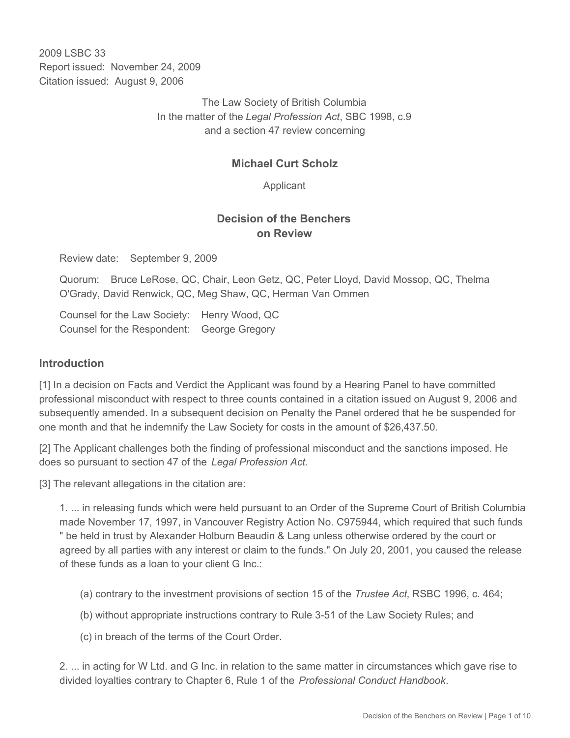2009 LSBC 33
Report issued: November 24, 2009
Citation issued: August 9, 2006

The Law Society of British Columbia
In the matter of the *Legal Profession Act*, SBC 1998, c.9
and a section 47 review concerning

**Michael Curt Scholz**

Applicant

## Decision of the Benchers on Review

Review date: September 9, 2009

Quorum: Bruce LeRose, QC, Chair, Leon Getz, QC, Peter Lloyd, David Mossop, QC, Thelma O'Grady, David Renwick, QC, Meg Shaw, QC, Herman Van Ommen

Counsel for the Law Society: Henry Wood, QC
Counsel for the Respondent: George Gregory

### Introduction

[1] In a decision on Facts and Verdict the Applicant was found by a Hearing Panel to have committed professional misconduct with respect to three counts contained in a citation issued on August 9, 2006 and subsequently amended. In a subsequent decision on Penalty the Panel ordered that he be suspended for one month and that he indemnify the Law Society for costs in the amount of $26,437.50.

[2] The Applicant challenges both the finding of professional misconduct and the sanctions imposed. He does so pursuant to section 47 of the *Legal Profession Act.*

[3] The relevant allegations in the citation are:

> 1. ... in releasing funds which were held pursuant to an Order of the Supreme Court of British Columbia made November 17, 1997, in Vancouver Registry Action No. C975944, which required that such funds " be held in trust by Alexander Holburn Beaudin & Lang unless otherwise ordered by the court or agreed by all parties with any interest or claim to the funds." On July 20, 2001, you caused the release of these funds as a loan to your client G Inc.:
>
> (a) contrary to the investment provisions of section 15 of the *Trustee Act*, RSBC 1996, c. 464;
>
> (b) without appropriate instructions contrary to Rule 3-51 of the Law Society Rules; and
>
> (c) in breach of the terms of the Court Order.
>
> 2. ... in acting for W Ltd. and G Inc. in relation to the same matter in circumstances which gave rise to divided loyalties contrary to Chapter 6, Rule 1 of the *Professional Conduct Handbook*.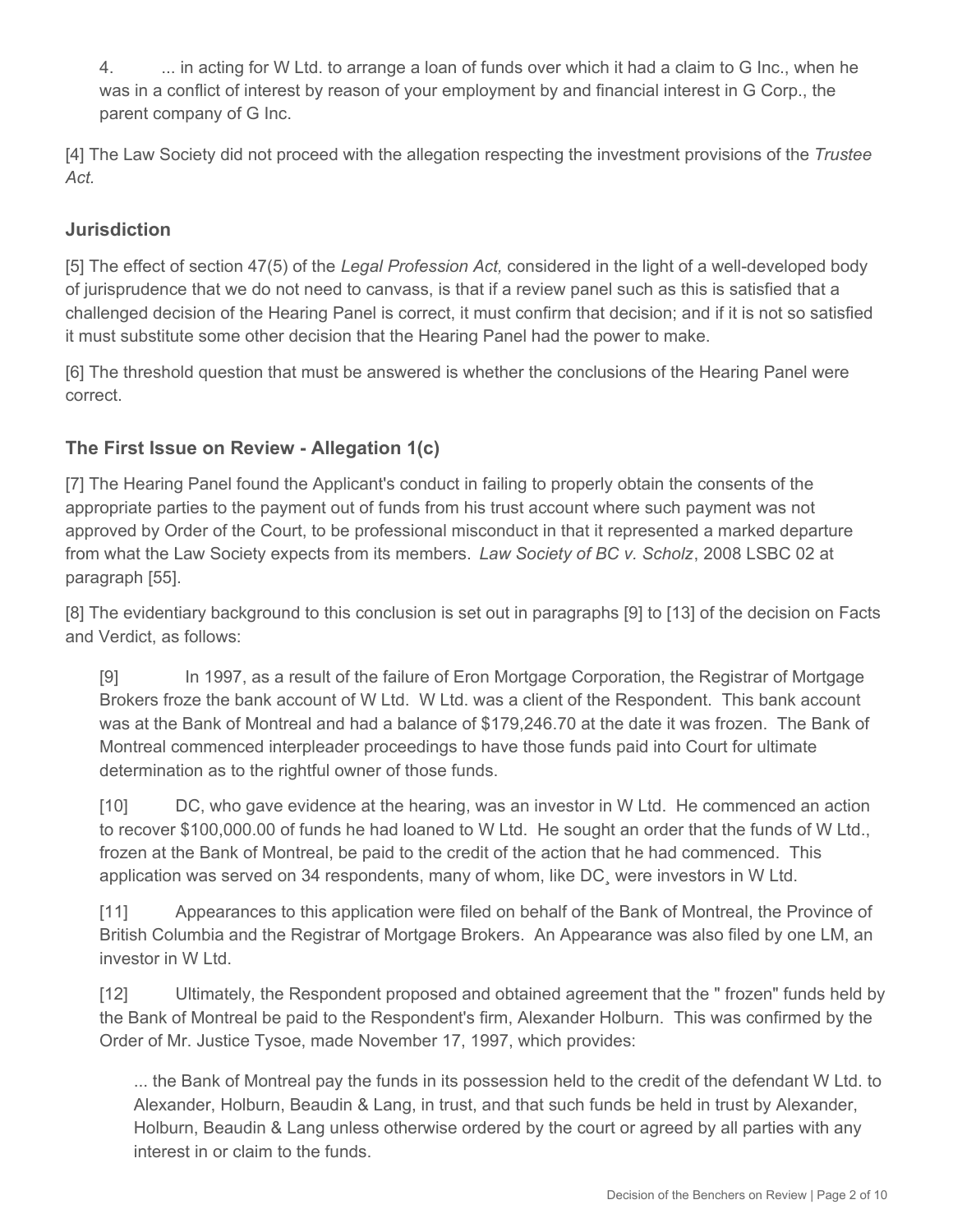4. ... in acting for W Ltd. to arrange a loan of funds over which it had a claim to G Inc., when he was in a conflict of interest by reason of your employment by and financial interest in G Corp., the parent company of G Inc.

[4] The Law Society did not proceed with the allegation respecting the investment provisions of the *Trustee Act.*

## Jurisdiction

[5] The effect of section 47(5) of the *Legal Profession Act,* considered in the light of a well-developed body of jurisprudence that we do not need to canvass, is that if a review panel such as this is satisfied that a challenged decision of the Hearing Panel is correct, it must confirm that decision; and if it is not so satisfied it must substitute some other decision that the Hearing Panel had the power to make.

[6] The threshold question that must be answered is whether the conclusions of the Hearing Panel were correct.

## The First Issue on Review - Allegation 1(c)

[7] The Hearing Panel found the Applicant's conduct in failing to properly obtain the consents of the appropriate parties to the payment out of funds from his trust account where such payment was not approved by Order of the Court, to be professional misconduct in that it represented a marked departure from what the Law Society expects from its members. *Law Society of BC v. Scholz*, 2008 LSBC 02 at paragraph [55].

[8] The evidentiary background to this conclusion is set out in paragraphs [9] to [13] of the decision on Facts and Verdict, as follows:

> [9] In 1997, as a result of the failure of Eron Mortgage Corporation, the Registrar of Mortgage Brokers froze the bank account of W Ltd. W Ltd. was a client of the Respondent. This bank account was at the Bank of Montreal and had a balance of $179,246.70 at the date it was frozen. The Bank of Montreal commenced interpleader proceedings to have those funds paid into Court for ultimate determination as to the rightful owner of those funds.
>
> [10] DC, who gave evidence at the hearing, was an investor in W Ltd. He commenced an action to recover $100,000.00 of funds he had loaned to W Ltd. He sought an order that the funds of W Ltd., frozen at the Bank of Montreal, be paid to the credit of the action that he had commenced. This application was served on 34 respondents, many of whom, like DC¸ were investors in W Ltd.
>
> [11] Appearances to this application were filed on behalf of the Bank of Montreal, the Province of British Columbia and the Registrar of Mortgage Brokers. An Appearance was also filed by one LM, an investor in W Ltd.
>
> [12] Ultimately, the Respondent proposed and obtained agreement that the " frozen" funds held by the Bank of Montreal be paid to the Respondent's firm, Alexander Holburn. This was confirmed by the Order of Mr. Justice Tysoe, made November 17, 1997, which provides:
>
> > ... the Bank of Montreal pay the funds in its possession held to the credit of the defendant W Ltd. to Alexander, Holburn, Beaudin & Lang, in trust, and that such funds be held in trust by Alexander, Holburn, Beaudin & Lang unless otherwise ordered by the court or agreed by all parties with any interest in or claim to the funds.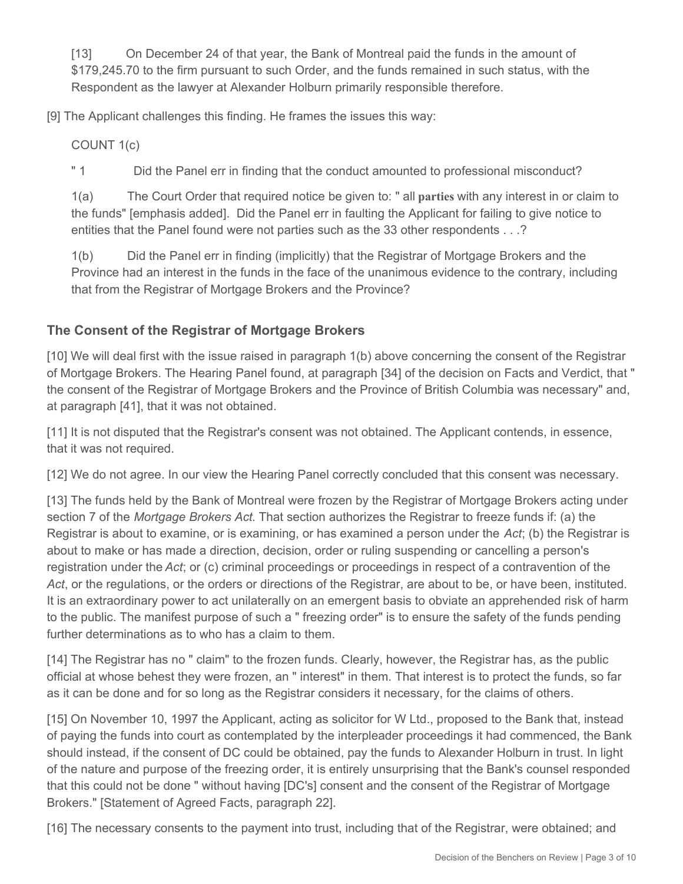> [13] On December 24 of that year, the Bank of Montreal paid the funds in the amount of $179,245.70 to the firm pursuant to such Order, and the funds remained in such status, with the Respondent as the lawyer at Alexander Holburn primarily responsible therefore.

[9] The Applicant challenges this finding. He frames the issues this way:

> COUNT 1(c)
>
> " 1 Did the Panel err in finding that the conduct amounted to professional misconduct?
>
> 1(a) The Court Order that required notice be given to: " all **parties** with any interest in or claim to the funds" [emphasis added]. Did the Panel err in faulting the Applicant for failing to give notice to entities that the Panel found were not parties such as the 33 other respondents . . .?
>
> 1(b) Did the Panel err in finding (implicitly) that the Registrar of Mortgage Brokers and the Province had an interest in the funds in the face of the unanimous evidence to the contrary, including that from the Registrar of Mortgage Brokers and the Province?

## The Consent of the Registrar of Mortgage Brokers

[10] We will deal first with the issue raised in paragraph 1(b) above concerning the consent of the Registrar of Mortgage Brokers. The Hearing Panel found, at paragraph [34] of the decision on Facts and Verdict, that " the consent of the Registrar of Mortgage Brokers and the Province of British Columbia was necessary" and, at paragraph [41], that it was not obtained.

[11] It is not disputed that the Registrar's consent was not obtained. The Applicant contends, in essence, that it was not required.

[12] We do not agree. In our view the Hearing Panel correctly concluded that this consent was necessary.

[13] The funds held by the Bank of Montreal were frozen by the Registrar of Mortgage Brokers acting under section 7 of the *Mortgage Brokers Act*. That section authorizes the Registrar to freeze funds if: (a) the Registrar is about to examine, or is examining, or has examined a person under the *Act*; (b) the Registrar is about to make or has made a direction, decision, order or ruling suspending or cancelling a person's registration under the *Act*; or (c) criminal proceedings or proceedings in respect of a contravention of the *Act*, or the regulations, or the orders or directions of the Registrar, are about to be, or have been, instituted. It is an extraordinary power to act unilaterally on an emergent basis to obviate an apprehended risk of harm to the public. The manifest purpose of such a " freezing order" is to ensure the safety of the funds pending further determinations as to who has a claim to them.

[14] The Registrar has no " claim" to the frozen funds. Clearly, however, the Registrar has, as the public official at whose behest they were frozen, an " interest" in them. That interest is to protect the funds, so far as it can be done and for so long as the Registrar considers it necessary, for the claims of others.

[15] On November 10, 1997 the Applicant, acting as solicitor for W Ltd., proposed to the Bank that, instead of paying the funds into court as contemplated by the interpleader proceedings it had commenced, the Bank should instead, if the consent of DC could be obtained, pay the funds to Alexander Holburn in trust. In light of the nature and purpose of the freezing order, it is entirely unsurprising that the Bank's counsel responded that this could not be done " without having [DC's] consent and the consent of the Registrar of Mortgage Brokers." [Statement of Agreed Facts, paragraph 22].

[16] The necessary consents to the payment into trust, including that of the Registrar, were obtained; and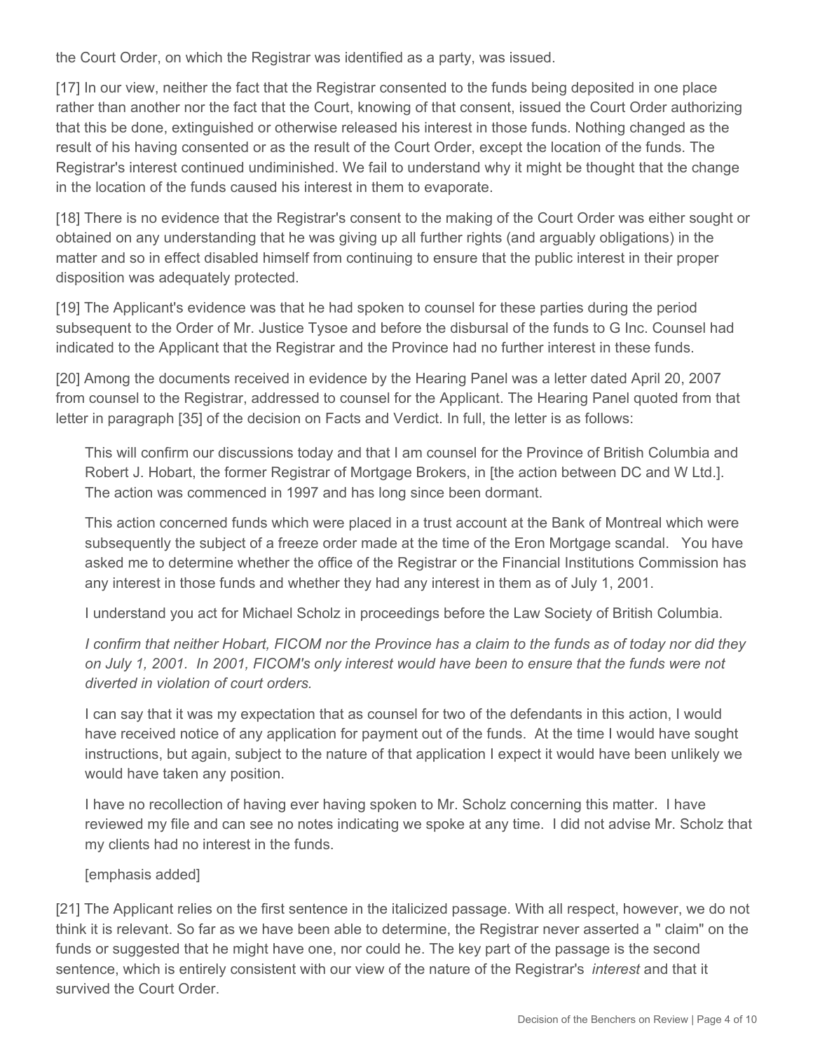the Court Order, on which the Registrar was identified as a party, was issued.

[17] In our view, neither the fact that the Registrar consented to the funds being deposited in one place rather than another nor the fact that the Court, knowing of that consent, issued the Court Order authorizing that this be done, extinguished or otherwise released his interest in those funds. Nothing changed as the result of his having consented or as the result of the Court Order, except the location of the funds. The Registrar's interest continued undiminished. We fail to understand why it might be thought that the change in the location of the funds caused his interest in them to evaporate.

[18] There is no evidence that the Registrar's consent to the making of the Court Order was either sought or obtained on any understanding that he was giving up all further rights (and arguably obligations) in the matter and so in effect disabled himself from continuing to ensure that the public interest in their proper disposition was adequately protected.

[19] The Applicant's evidence was that he had spoken to counsel for these parties during the period subsequent to the Order of Mr. Justice Tysoe and before the disbursal of the funds to G Inc. Counsel had indicated to the Applicant that the Registrar and the Province had no further interest in these funds.

[20] Among the documents received in evidence by the Hearing Panel was a letter dated April 20, 2007 from counsel to the Registrar, addressed to counsel for the Applicant. The Hearing Panel quoted from that letter in paragraph [35] of the decision on Facts and Verdict. In full, the letter is as follows:

> This will confirm our discussions today and that I am counsel for the Province of British Columbia and Robert J. Hobart, the former Registrar of Mortgage Brokers, in [the action between DC and W Ltd.]. The action was commenced in 1997 and has long since been dormant.
>
> This action concerned funds which were placed in a trust account at the Bank of Montreal which were subsequently the subject of a freeze order made at the time of the Eron Mortgage scandal. You have asked me to determine whether the office of the Registrar or the Financial Institutions Commission has any interest in those funds and whether they had any interest in them as of July 1, 2001.
>
> I understand you act for Michael Scholz in proceedings before the Law Society of British Columbia.
>
> *I confirm that neither Hobart, FICOM nor the Province has a claim to the funds as of today nor did they on July 1, 2001. In 2001, FICOM's only interest would have been to ensure that the funds were not diverted in violation of court orders.*
>
> I can say that it was my expectation that as counsel for two of the defendants in this action, I would have received notice of any application for payment out of the funds. At the time I would have sought instructions, but again, subject to the nature of that application I expect it would have been unlikely we would have taken any position.
>
> I have no recollection of having ever having spoken to Mr. Scholz concerning this matter. I have reviewed my file and can see no notes indicating we spoke at any time. I did not advise Mr. Scholz that my clients had no interest in the funds.
>
> [emphasis added]

[21] The Applicant relies on the first sentence in the italicized passage. With all respect, however, we do not think it is relevant. So far as we have been able to determine, the Registrar never asserted a " claim" on the funds or suggested that he might have one, nor could he. The key part of the passage is the second sentence, which is entirely consistent with our view of the nature of the Registrar's *interest* and that it survived the Court Order.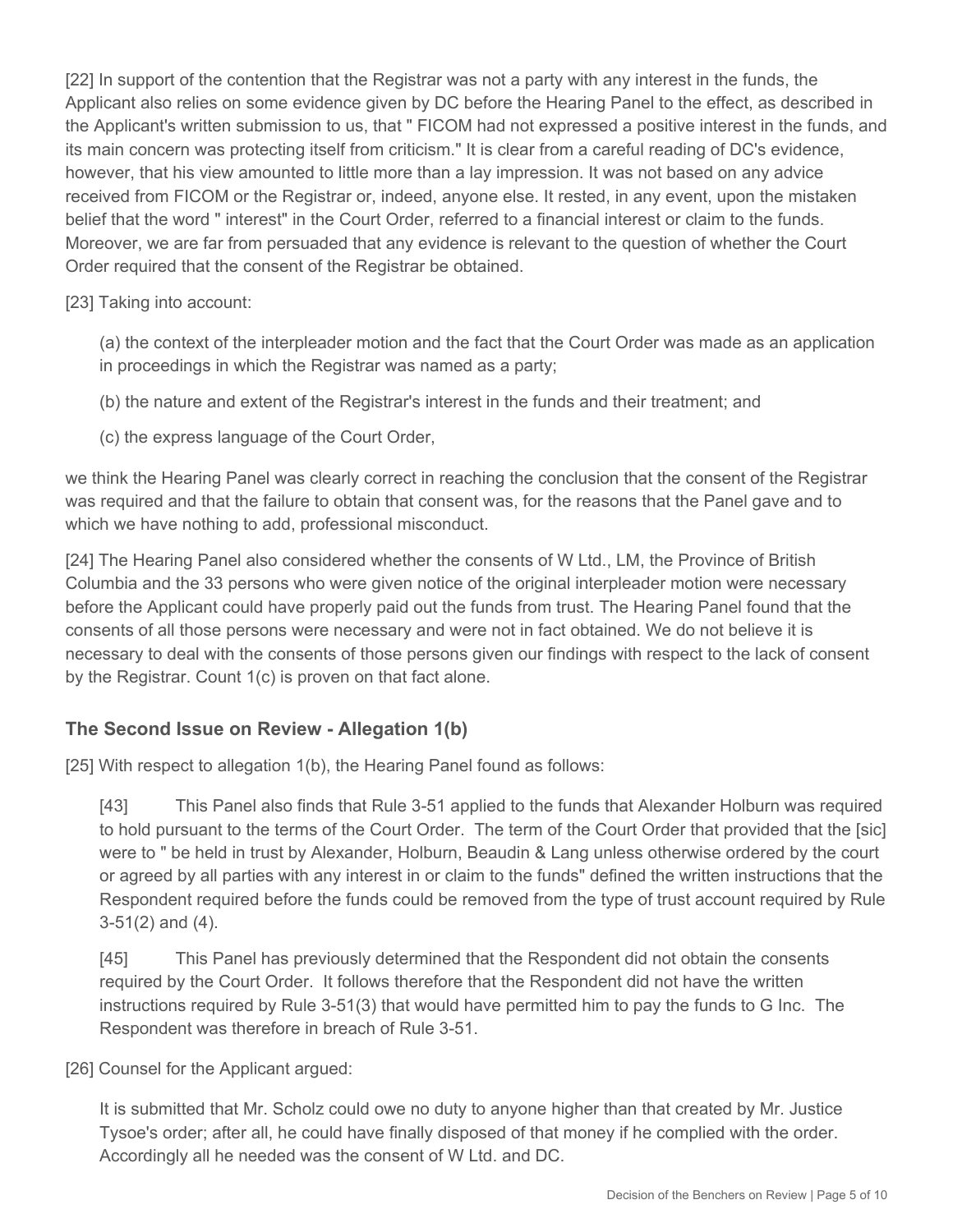[22] In support of the contention that the Registrar was not a party with any interest in the funds, the Applicant also relies on some evidence given by DC before the Hearing Panel to the effect, as described in the Applicant's written submission to us, that " FICOM had not expressed a positive interest in the funds, and its main concern was protecting itself from criticism." It is clear from a careful reading of DC's evidence, however, that his view amounted to little more than a lay impression. It was not based on any advice received from FICOM or the Registrar or, indeed, anyone else. It rested, in any event, upon the mistaken belief that the word " interest" in the Court Order, referred to a financial interest or claim to the funds. Moreover, we are far from persuaded that any evidence is relevant to the question of whether the Court Order required that the consent of the Registrar be obtained.

[23] Taking into account:

> (a) the context of the interpleader motion and the fact that the Court Order was made as an application in proceedings in which the Registrar was named as a party;
>
> (b) the nature and extent of the Registrar's interest in the funds and their treatment; and
>
> (c) the express language of the Court Order,

we think the Hearing Panel was clearly correct in reaching the conclusion that the consent of the Registrar was required and that the failure to obtain that consent was, for the reasons that the Panel gave and to which we have nothing to add, professional misconduct.

[24] The Hearing Panel also considered whether the consents of W Ltd., LM, the Province of British Columbia and the 33 persons who were given notice of the original interpleader motion were necessary before the Applicant could have properly paid out the funds from trust. The Hearing Panel found that the consents of all those persons were necessary and were not in fact obtained. We do not believe it is necessary to deal with the consents of those persons given our findings with respect to the lack of consent by the Registrar. Count 1(c) is proven on that fact alone.

## The Second Issue on Review - Allegation 1(b)

[25] With respect to allegation 1(b), the Hearing Panel found as follows:

> [43] This Panel also finds that Rule 3-51 applied to the funds that Alexander Holburn was required to hold pursuant to the terms of the Court Order. The term of the Court Order that provided that the [sic] were to " be held in trust by Alexander, Holburn, Beaudin & Lang unless otherwise ordered by the court or agreed by all parties with any interest in or claim to the funds" defined the written instructions that the Respondent required before the funds could be removed from the type of trust account required by Rule 3-51(2) and (4).
>
> [45] This Panel has previously determined that the Respondent did not obtain the consents required by the Court Order. It follows therefore that the Respondent did not have the written instructions required by Rule 3-51(3) that would have permitted him to pay the funds to G Inc. The Respondent was therefore in breach of Rule 3-51.

[26] Counsel for the Applicant argued:

> It is submitted that Mr. Scholz could owe no duty to anyone higher than that created by Mr. Justice Tysoe's order; after all, he could have finally disposed of that money if he complied with the order. Accordingly all he needed was the consent of W Ltd. and DC.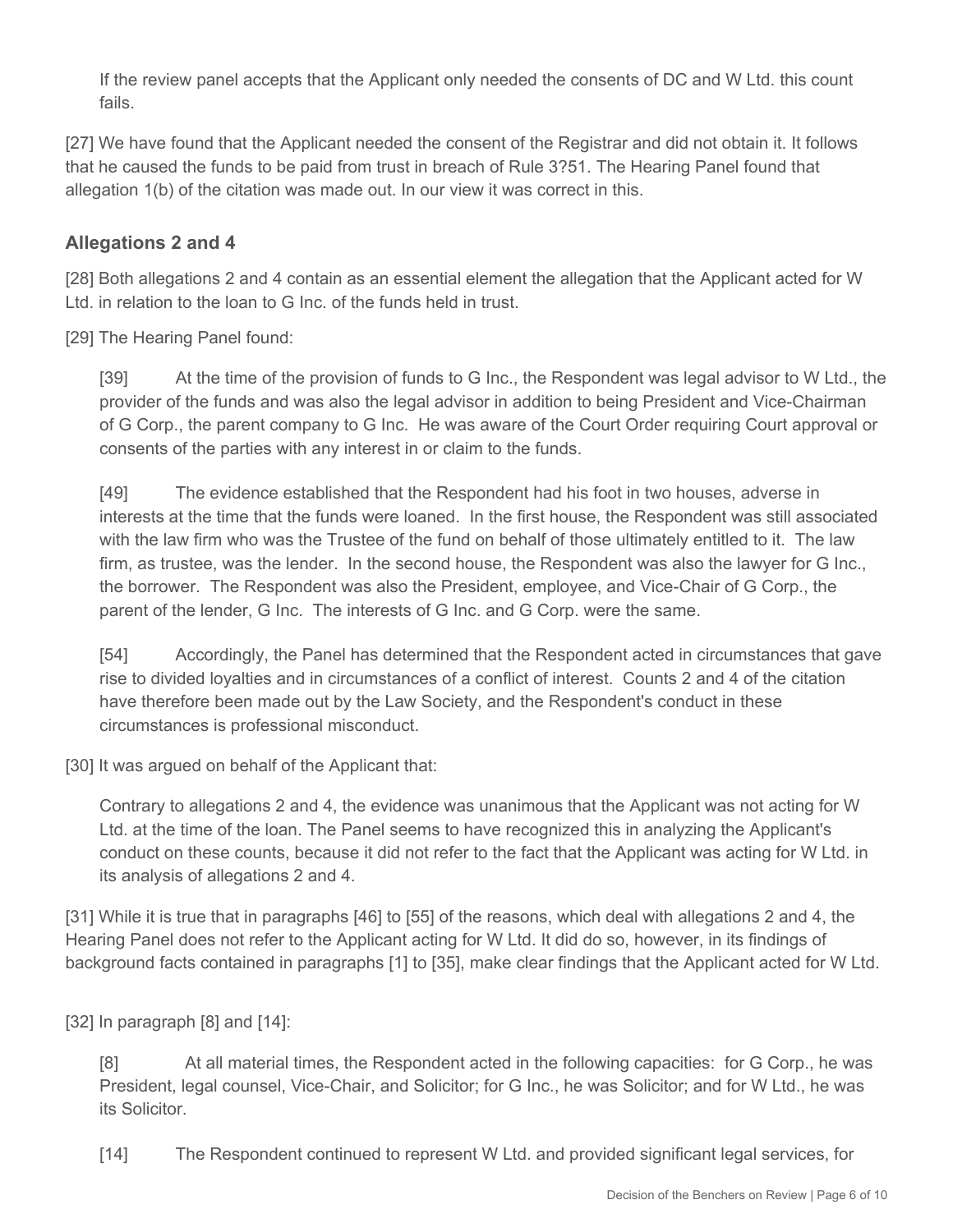If the review panel accepts that the Applicant only needed the consents of DC and W Ltd. this count fails.

[27] We have found that the Applicant needed the consent of the Registrar and did not obtain it. It follows that he caused the funds to be paid from trust in breach of Rule 3?51. The Hearing Panel found that allegation 1(b) of the citation was made out. In our view it was correct in this.

## Allegations 2 and 4

[28] Both allegations 2 and 4 contain as an essential element the allegation that the Applicant acted for W Ltd. in relation to the loan to G Inc. of the funds held in trust.

[29] The Hearing Panel found:

> [39] At the time of the provision of funds to G Inc., the Respondent was legal advisor to W Ltd., the provider of the funds and was also the legal advisor in addition to being President and Vice-Chairman of G Corp., the parent company to G Inc. He was aware of the Court Order requiring Court approval or consents of the parties with any interest in or claim to the funds.
>
> [49] The evidence established that the Respondent had his foot in two houses, adverse in interests at the time that the funds were loaned. In the first house, the Respondent was still associated with the law firm who was the Trustee of the fund on behalf of those ultimately entitled to it. The law firm, as trustee, was the lender. In the second house, the Respondent was also the lawyer for G Inc., the borrower. The Respondent was also the President, employee, and Vice-Chair of G Corp., the parent of the lender, G Inc. The interests of G Inc. and G Corp. were the same.
>
> [54] Accordingly, the Panel has determined that the Respondent acted in circumstances that gave rise to divided loyalties and in circumstances of a conflict of interest. Counts 2 and 4 of the citation have therefore been made out by the Law Society, and the Respondent's conduct in these circumstances is professional misconduct.

[30] It was argued on behalf of the Applicant that:

> Contrary to allegations 2 and 4, the evidence was unanimous that the Applicant was not acting for W Ltd. at the time of the loan. The Panel seems to have recognized this in analyzing the Applicant's conduct on these counts, because it did not refer to the fact that the Applicant was acting for W Ltd. in its analysis of allegations 2 and 4.

[31] While it is true that in paragraphs [46] to [55] of the reasons, which deal with allegations 2 and 4, the Hearing Panel does not refer to the Applicant acting for W Ltd. It did do so, however, in its findings of background facts contained in paragraphs [1] to [35], make clear findings that the Applicant acted for W Ltd.

[32] In paragraph [8] and [14]:

> [8] At all material times, the Respondent acted in the following capacities: for G Corp., he was President, legal counsel, Vice-Chair, and Solicitor; for G Inc., he was Solicitor; and for W Ltd., he was its Solicitor.
>
> [14] The Respondent continued to represent W Ltd. and provided significant legal services, for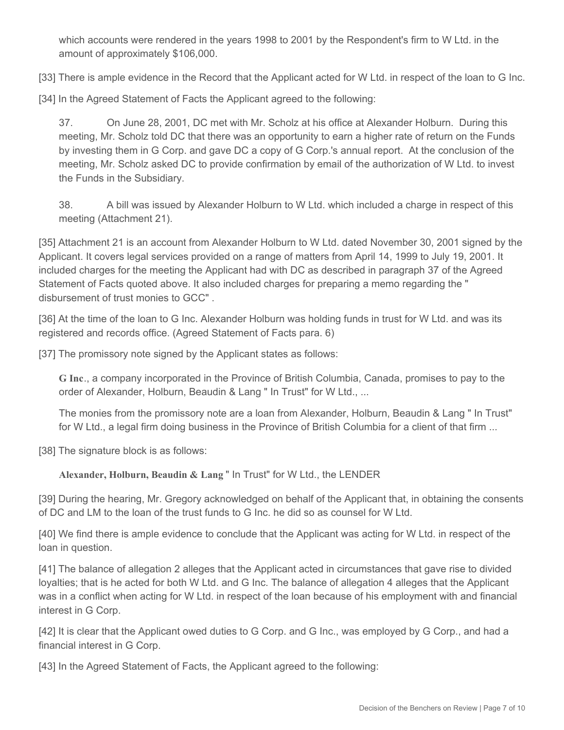which accounts were rendered in the years 1998 to 2001 by the Respondent's firm to W Ltd. in the amount of approximately $106,000.

[33] There is ample evidence in the Record that the Applicant acted for W Ltd. in respect of the loan to G Inc.

[34] In the Agreed Statement of Facts the Applicant agreed to the following:

> 37. On June 28, 2001, DC met with Mr. Scholz at his office at Alexander Holburn. During this meeting, Mr. Scholz told DC that there was an opportunity to earn a higher rate of return on the Funds by investing them in G Corp. and gave DC a copy of G Corp.'s annual report. At the conclusion of the meeting, Mr. Scholz asked DC to provide confirmation by email of the authorization of W Ltd. to invest the Funds in the Subsidiary.
>
> 38. A bill was issued by Alexander Holburn to W Ltd. which included a charge in respect of this meeting (Attachment 21).

[35] Attachment 21 is an account from Alexander Holburn to W Ltd. dated November 30, 2001 signed by the Applicant. It covers legal services provided on a range of matters from April 14, 1999 to July 19, 2001. It included charges for the meeting the Applicant had with DC as described in paragraph 37 of the Agreed Statement of Facts quoted above. It also included charges for preparing a memo regarding the " disbursement of trust monies to GCC" .

[36] At the time of the loan to G Inc. Alexander Holburn was holding funds in trust for W Ltd. and was its registered and records office. (Agreed Statement of Facts para. 6)

[37] The promissory note signed by the Applicant states as follows:

> **G Inc**., a company incorporated in the Province of British Columbia, Canada, promises to pay to the order of Alexander, Holburn, Beaudin & Lang " In Trust" for W Ltd., ...
>
> The monies from the promissory note are a loan from Alexander, Holburn, Beaudin & Lang " In Trust" for W Ltd., a legal firm doing business in the Province of British Columbia for a client of that firm ...

[38] The signature block is as follows:

> **Alexander, Holburn, Beaudin & Lang** " In Trust" for W Ltd., the LENDER

[39] During the hearing, Mr. Gregory acknowledged on behalf of the Applicant that, in obtaining the consents of DC and LM to the loan of the trust funds to G Inc. he did so as counsel for W Ltd.

[40] We find there is ample evidence to conclude that the Applicant was acting for W Ltd. in respect of the loan in question.

[41] The balance of allegation 2 alleges that the Applicant acted in circumstances that gave rise to divided loyalties; that is he acted for both W Ltd. and G Inc. The balance of allegation 4 alleges that the Applicant was in a conflict when acting for W Ltd. in respect of the loan because of his employment with and financial interest in G Corp.

[42] It is clear that the Applicant owed duties to G Corp. and G Inc., was employed by G Corp., and had a financial interest in G Corp.

[43] In the Agreed Statement of Facts, the Applicant agreed to the following: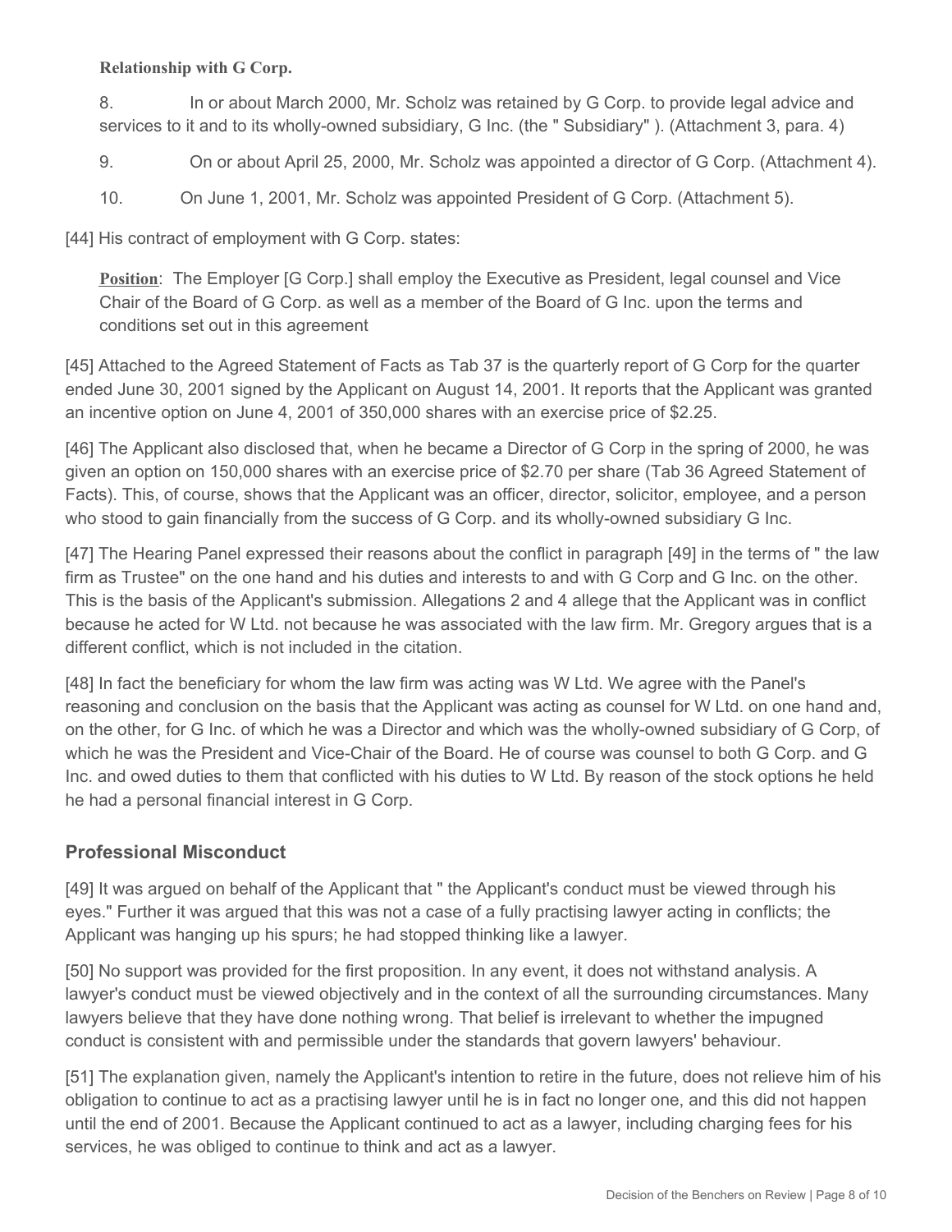**Relationship with G Corp.**

8. In or about March 2000, Mr. Scholz was retained by G Corp. to provide legal advice and services to it and to its wholly-owned subsidiary, G Inc. (the " Subsidiary" ). (Attachment 3, para. 4)

9. On or about April 25, 2000, Mr. Scholz was appointed a director of G Corp. (Attachment 4).

10. On June 1, 2001, Mr. Scholz was appointed President of G Corp. (Attachment 5).

[44] His contract of employment with G Corp. states:

> **Position**: The Employer [G Corp.] shall employ the Executive as President, legal counsel and Vice Chair of the Board of G Corp. as well as a member of the Board of G Inc. upon the terms and conditions set out in this agreement

[45] Attached to the Agreed Statement of Facts as Tab 37 is the quarterly report of G Corp for the quarter ended June 30, 2001 signed by the Applicant on August 14, 2001. It reports that the Applicant was granted an incentive option on June 4, 2001 of 350,000 shares with an exercise price of $2.25.

[46] The Applicant also disclosed that, when he became a Director of G Corp in the spring of 2000, he was given an option on 150,000 shares with an exercise price of $2.70 per share (Tab 36 Agreed Statement of Facts). This, of course, shows that the Applicant was an officer, director, solicitor, employee, and a person who stood to gain financially from the success of G Corp. and its wholly-owned subsidiary G Inc.

[47] The Hearing Panel expressed their reasons about the conflict in paragraph [49] in the terms of " the law firm as Trustee" on the one hand and his duties and interests to and with G Corp and G Inc. on the other. This is the basis of the Applicant's submission. Allegations 2 and 4 allege that the Applicant was in conflict because he acted for W Ltd. not because he was associated with the law firm. Mr. Gregory argues that is a different conflict, which is not included in the citation.

[48] In fact the beneficiary for whom the law firm was acting was W Ltd. We agree with the Panel's reasoning and conclusion on the basis that the Applicant was acting as counsel for W Ltd. on one hand and, on the other, for G Inc. of which he was a Director and which was the wholly-owned subsidiary of G Corp, of which he was the President and Vice-Chair of the Board. He of course was counsel to both G Corp. and G Inc. and owed duties to them that conflicted with his duties to W Ltd. By reason of the stock options he held he had a personal financial interest in G Corp.

## Professional Misconduct

[49] It was argued on behalf of the Applicant that " the Applicant's conduct must be viewed through his eyes." Further it was argued that this was not a case of a fully practising lawyer acting in conflicts; the Applicant was hanging up his spurs; he had stopped thinking like a lawyer.

[50] No support was provided for the first proposition. In any event, it does not withstand analysis. A lawyer's conduct must be viewed objectively and in the context of all the surrounding circumstances. Many lawyers believe that they have done nothing wrong. That belief is irrelevant to whether the impugned conduct is consistent with and permissible under the standards that govern lawyers' behaviour.

[51] The explanation given, namely the Applicant's intention to retire in the future, does not relieve him of his obligation to continue to act as a practising lawyer until he is in fact no longer one, and this did not happen until the end of 2001. Because the Applicant continued to act as a lawyer, including charging fees for his services, he was obliged to continue to think and act as a lawyer.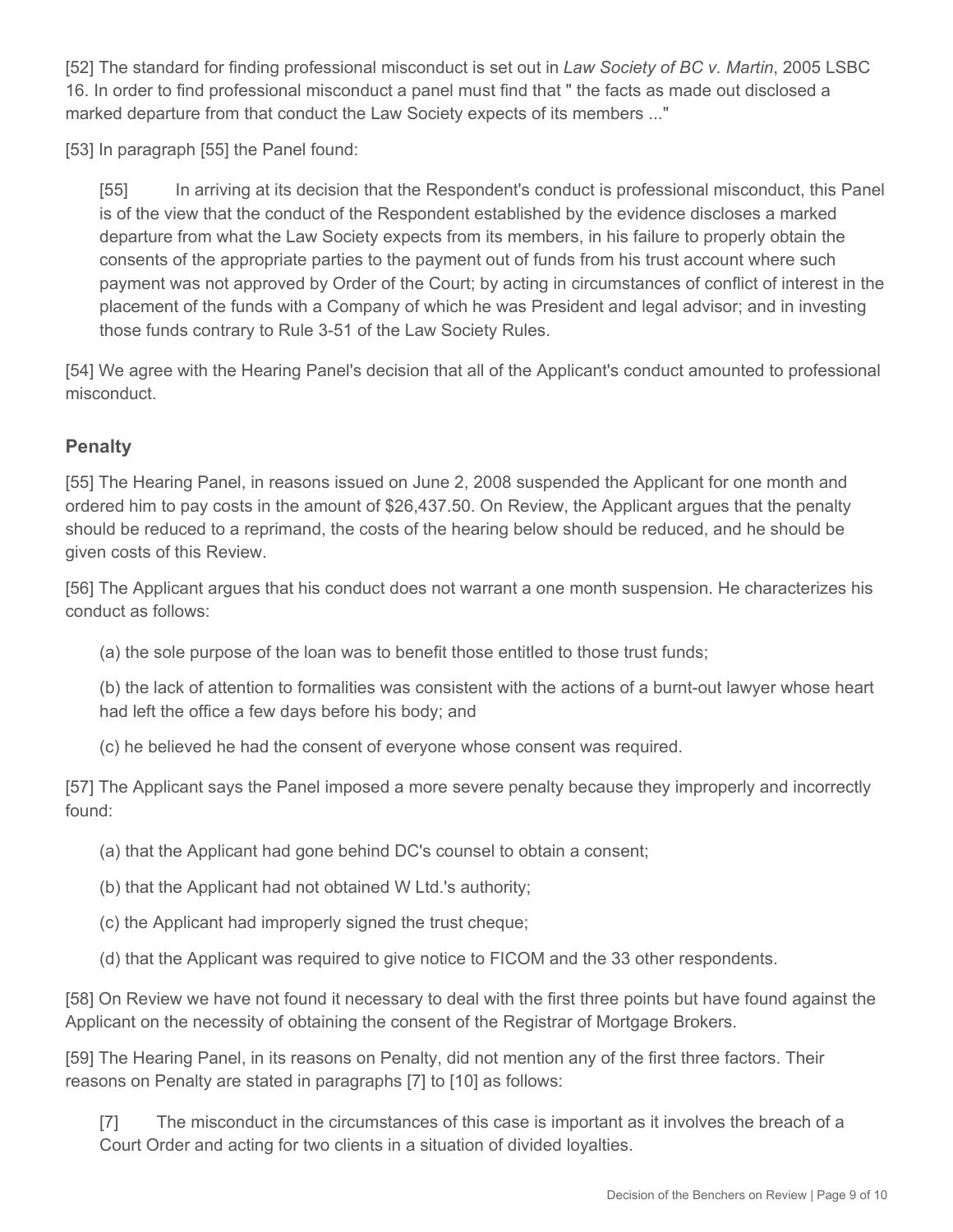[52] The standard for finding professional misconduct is set out in *Law Society of BC v. Martin*, 2005 LSBC 16. In order to find professional misconduct a panel must find that " the facts as made out disclosed a marked departure from that conduct the Law Society expects of its members ..."

[53] In paragraph [55] the Panel found:

> [55] In arriving at its decision that the Respondent's conduct is professional misconduct, this Panel is of the view that the conduct of the Respondent established by the evidence discloses a marked departure from what the Law Society expects from its members, in his failure to properly obtain the consents of the appropriate parties to the payment out of funds from his trust account where such payment was not approved by Order of the Court; by acting in circumstances of conflict of interest in the placement of the funds with a Company of which he was President and legal advisor; and in investing those funds contrary to Rule 3-51 of the Law Society Rules.

[54] We agree with the Hearing Panel's decision that all of the Applicant's conduct amounted to professional misconduct.

## Penalty

[55] The Hearing Panel, in reasons issued on June 2, 2008 suspended the Applicant for one month and ordered him to pay costs in the amount of $26,437.50. On Review, the Applicant argues that the penalty should be reduced to a reprimand, the costs of the hearing below should be reduced, and he should be given costs of this Review.

[56] The Applicant argues that his conduct does not warrant a one month suspension. He characterizes his conduct as follows:

> (a) the sole purpose of the loan was to benefit those entitled to those trust funds;
>
> (b) the lack of attention to formalities was consistent with the actions of a burnt-out lawyer whose heart had left the office a few days before his body; and
>
> (c) he believed he had the consent of everyone whose consent was required.

[57] The Applicant says the Panel imposed a more severe penalty because they improperly and incorrectly found:

> (a) that the Applicant had gone behind DC's counsel to obtain a consent;
>
> (b) that the Applicant had not obtained W Ltd.'s authority;
>
> (c) the Applicant had improperly signed the trust cheque;
>
> (d) that the Applicant was required to give notice to FICOM and the 33 other respondents.

[58] On Review we have not found it necessary to deal with the first three points but have found against the Applicant on the necessity of obtaining the consent of the Registrar of Mortgage Brokers.

[59] The Hearing Panel, in its reasons on Penalty, did not mention any of the first three factors. Their reasons on Penalty are stated in paragraphs [7] to [10] as follows:

> [7] The misconduct in the circumstances of this case is important as it involves the breach of a Court Order and acting for two clients in a situation of divided loyalties.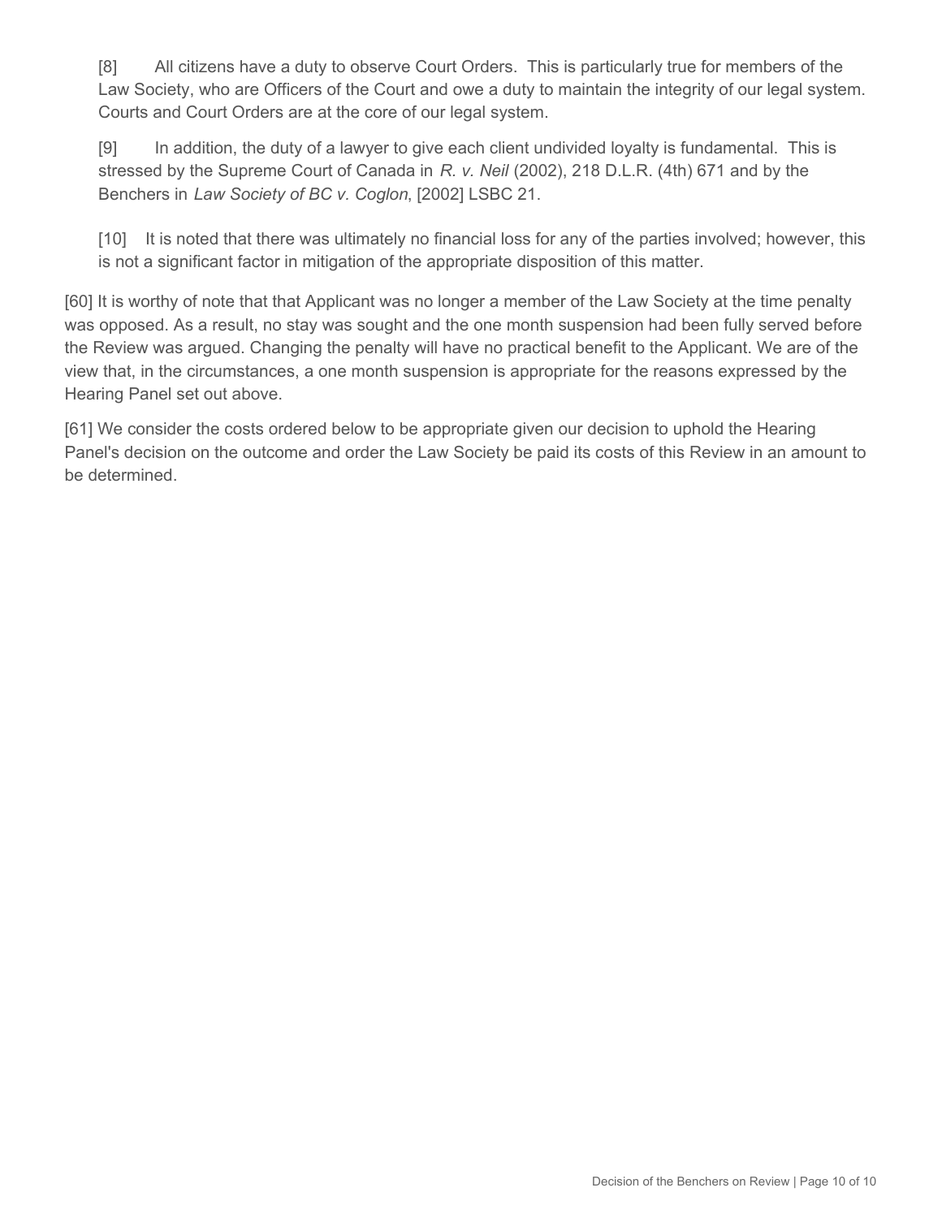> [8] All citizens have a duty to observe Court Orders. This is particularly true for members of the Law Society, who are Officers of the Court and owe a duty to maintain the integrity of our legal system. Courts and Court Orders are at the core of our legal system.
>
> [9] In addition, the duty of a lawyer to give each client undivided loyalty is fundamental. This is stressed by the Supreme Court of Canada in *R. v. Neil* (2002), 218 D.L.R. (4th) 671 and by the Benchers in *Law Society of BC v. Coglon*, [2002] LSBC 21.
>
> [10] It is noted that there was ultimately no financial loss for any of the parties involved; however, this is not a significant factor in mitigation of the appropriate disposition of this matter.

[60] It is worthy of note that that Applicant was no longer a member of the Law Society at the time penalty was opposed. As a result, no stay was sought and the one month suspension had been fully served before the Review was argued. Changing the penalty will have no practical benefit to the Applicant. We are of the view that, in the circumstances, a one month suspension is appropriate for the reasons expressed by the Hearing Panel set out above.

[61] We consider the costs ordered below to be appropriate given our decision to uphold the Hearing Panel's decision on the outcome and order the Law Society be paid its costs of this Review in an amount to be determined.